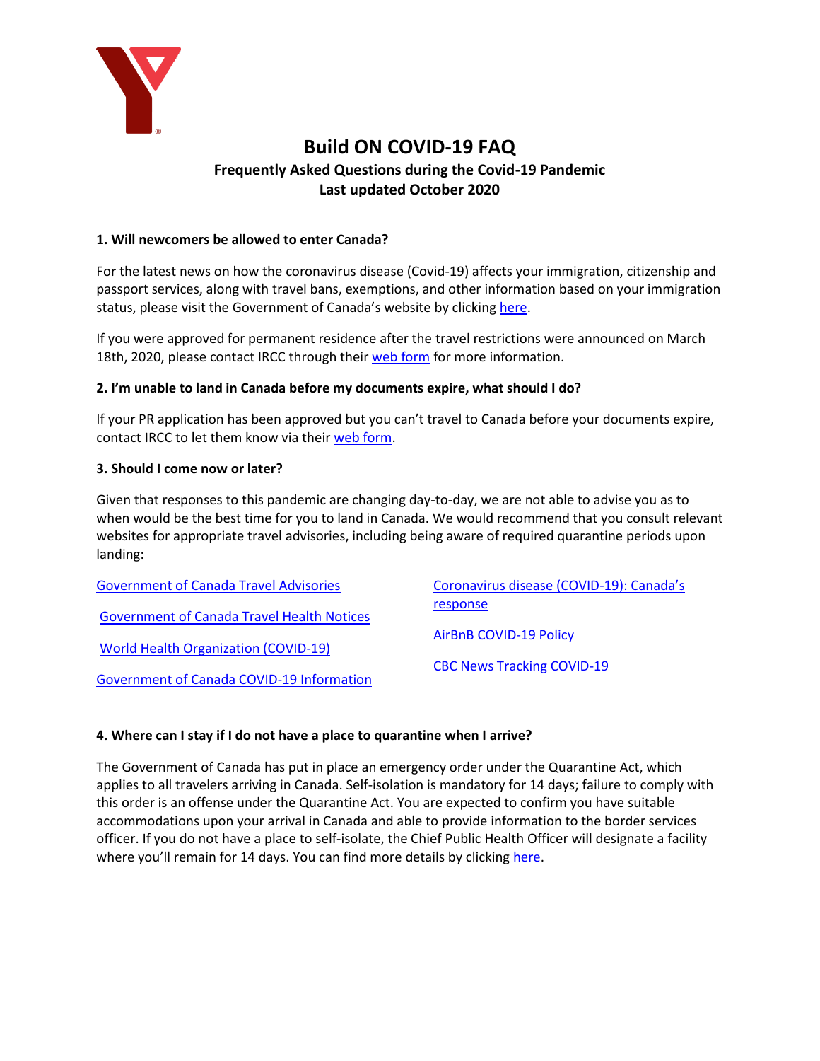# Build ON COVID-19 FAQ

## Frequently Asked Questions during the Covid-19 Pandemic

## Last updated October 2020

**1. Will newcomers be allowed to enter Canada?**

For the latest news on how the coronavirus disease (Covid-19) affects your immigration, citizenship and passport services, along with travel bans, exemptions, and other information based on your immigration status, please visit the Government of Canada's website by clicking here.

If you were approved for permanent residence after the travel restrictions were announced on March 18th, 2020, please contact IRCC through their web form for more information.

**2. I'm unable to land in Canada before my documents expire, what should I do?**

If your PR application has been approved but you can't travel to Canada before your documents expire, contact IRCC to let them know via their web form.

**3. Should I come now or later?**

Given that responses to this pandemic are changing day-to-day, we are not able to advise you as to when would be the best time for you to land in Canada. We would recommend that you consult relevant websites for appropriate travel advisories, including being aware of required quarantine periods upon landing:

- Government of Canada Travel Advisories
- Government of Canada Travel Health Notices
- World Health Organization (COVID-19)
- Government of Canada COVID-19 Information
- Coronavirus disease (COVID-19): Canada's response
- AirBnB COVID-19 Policy
- CBC News Tracking COVID-19

**4. Where can I stay if I do not have a place to quarantine when I arrive?**

The Government of Canada has put in place an emergency order under the Quarantine Act, which applies to all travelers arriving in Canada. Self-isolation is mandatory for 14 days; failure to comply with this order is an offense under the Quarantine Act. You are expected to confirm you have suitable accommodations upon your arrival in Canada and able to provide information to the border services officer. If you do not have a place to self-isolate, the Chief Public Health Officer will designate a facility where you'll remain for 14 days. You can find more details by clicking here.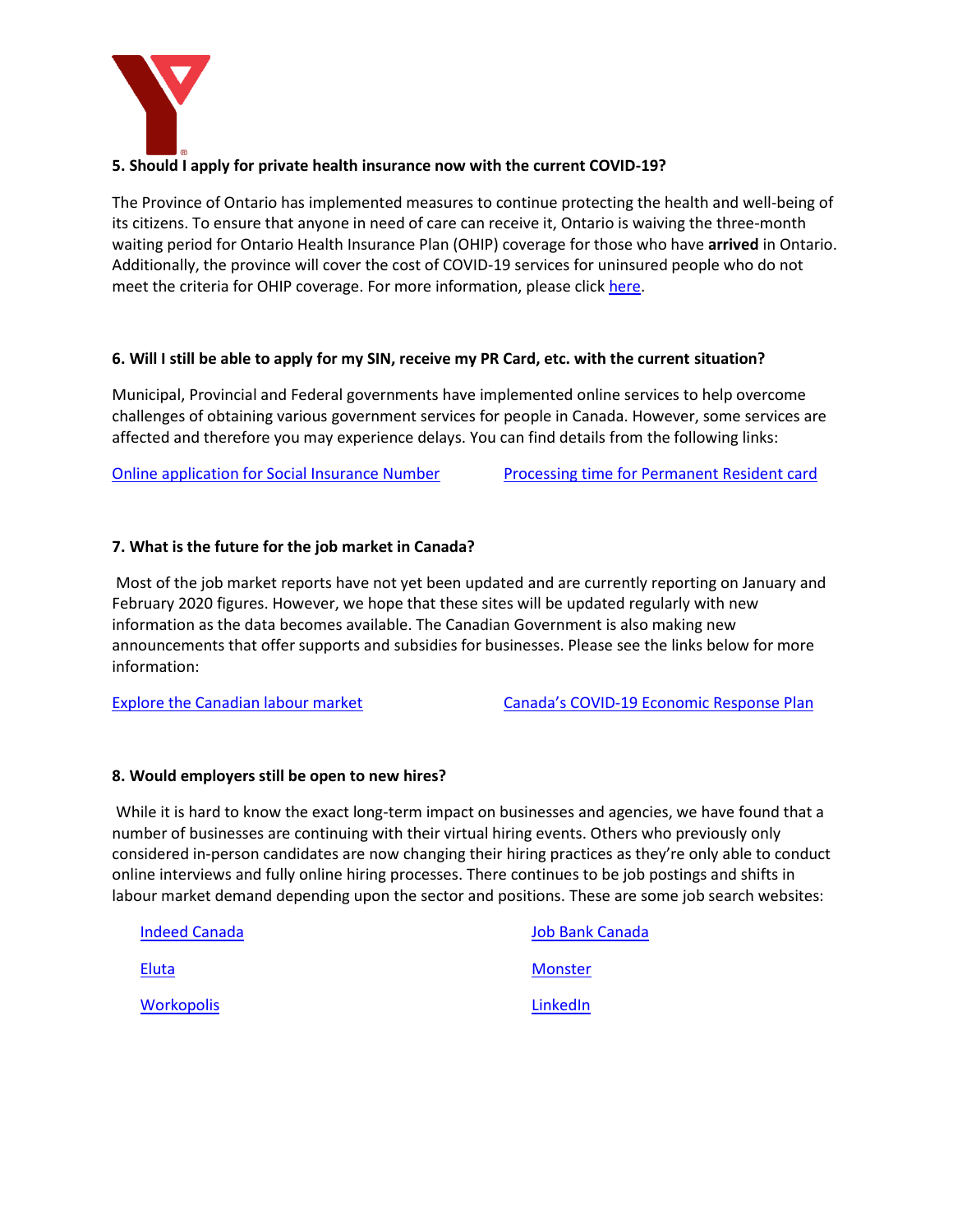**5. Should I apply for private health insurance now with the current COVID-19?**

The Province of Ontario has implemented measures to continue protecting the health and well-being of its citizens. To ensure that anyone in need of care can receive it, Ontario is waiving the three-month waiting period for Ontario Health Insurance Plan (OHIP) coverage for those who have **arrived** in Ontario. Additionally, the province will cover the cost of COVID-19 services for uninsured people who do not meet the criteria for OHIP coverage. For more information, please click here.

**6. Will I still be able to apply for my SIN, receive my PR Card, etc. with the current situation?**

Municipal, Provincial and Federal governments have implemented online services to help overcome challenges of obtaining various government services for people in Canada. However, some services are affected and therefore you may experience delays. You can find details from the following links:

Online application for Social Insurance Number

Processing time for Permanent Resident card

**7. What is the future for the job market in Canada?**

Most of the job market reports have not yet been updated and are currently reporting on January and February 2020 figures. However, we hope that these sites will be updated regularly with new information as the data becomes available. The Canadian Government is also making new announcements that offer supports and subsidies for businesses. Please see the links below for more information:

Explore the Canadian labour market

Canada's COVID-19 Economic Response Plan

**8. Would employers still be open to new hires?**

While it is hard to know the exact long-term impact on businesses and agencies, we have found that a number of businesses are continuing with their virtual hiring events. Others who previously only considered in-person candidates are now changing their hiring practices as they're only able to conduct online interviews and fully online hiring processes. There continues to be job postings and shifts in labour market demand depending upon the sector and positions. These are some job search websites:

- Indeed Canada
- Job Bank Canada
- Eluta
- Monster
- Workopolis
- LinkedIn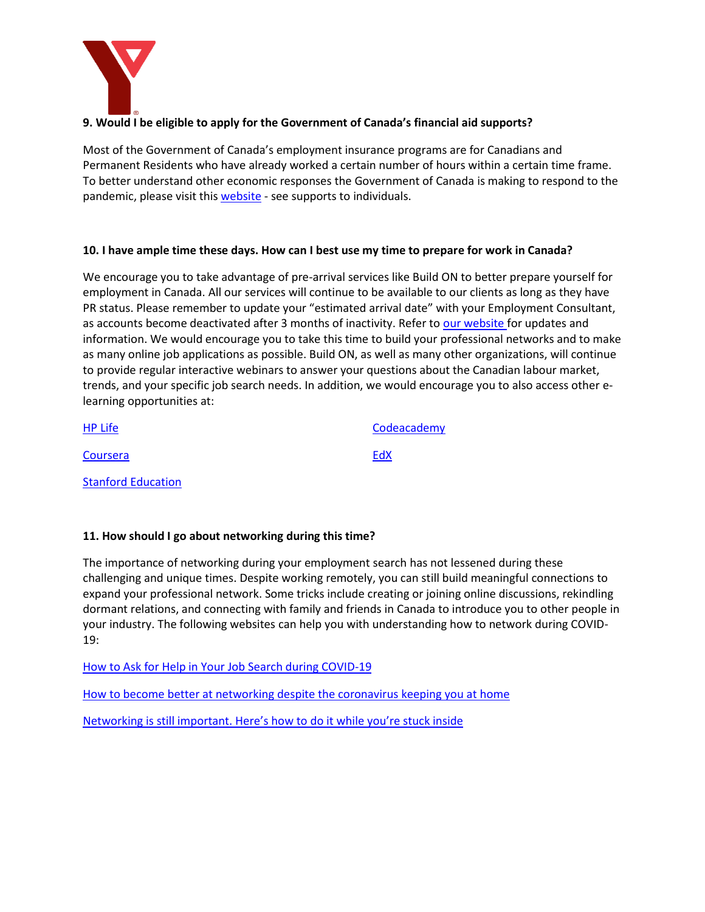**9. Would I be eligible to apply for the Government of Canada's financial aid supports?**

Most of the Government of Canada's employment insurance programs are for Canadians and Permanent Residents who have already worked a certain number of hours within a certain time frame. To better understand other economic responses the Government of Canada is making to respond to the pandemic, please visit this [website]() - see supports to individuals.

**10. I have ample time these days. How can I best use my time to prepare for work in Canada?**

We encourage you to take advantage of pre-arrival services like Build ON to better prepare yourself for employment in Canada. All our services will continue to be available to our clients as long as they have PR status. Please remember to update your "estimated arrival date" with your Employment Consultant, as accounts become deactivated after 3 months of inactivity. Refer to [our website]() for updates and information. We would encourage you to take this time to build your professional networks and to make as many online job applications as possible. Build ON, as well as many other organizations, will continue to provide regular interactive webinars to answer your questions about the Canadian labour market, trends, and your specific job search needs. In addition, we would encourage you to also access other e-learning opportunities at:

- [HP Life]()
- [Codeacademy]()
- [Coursera]()
- [EdX]()
- [Stanford Education]()

**11. How should I go about networking during this time?**

The importance of networking during your employment search has not lessened during these challenging and unique times. Despite working remotely, you can still build meaningful connections to expand your professional network. Some tricks include creating or joining online discussions, rekindling dormant relations, and connecting with family and friends in Canada to introduce you to other people in your industry. The following websites can help you with understanding how to network during COVID-19:

[How to Ask for Help in Your Job Search during COVID-19]()

[How to become better at networking despite the coronavirus keeping you at home]()

[Networking is still important. Here's how to do it while you're stuck inside]()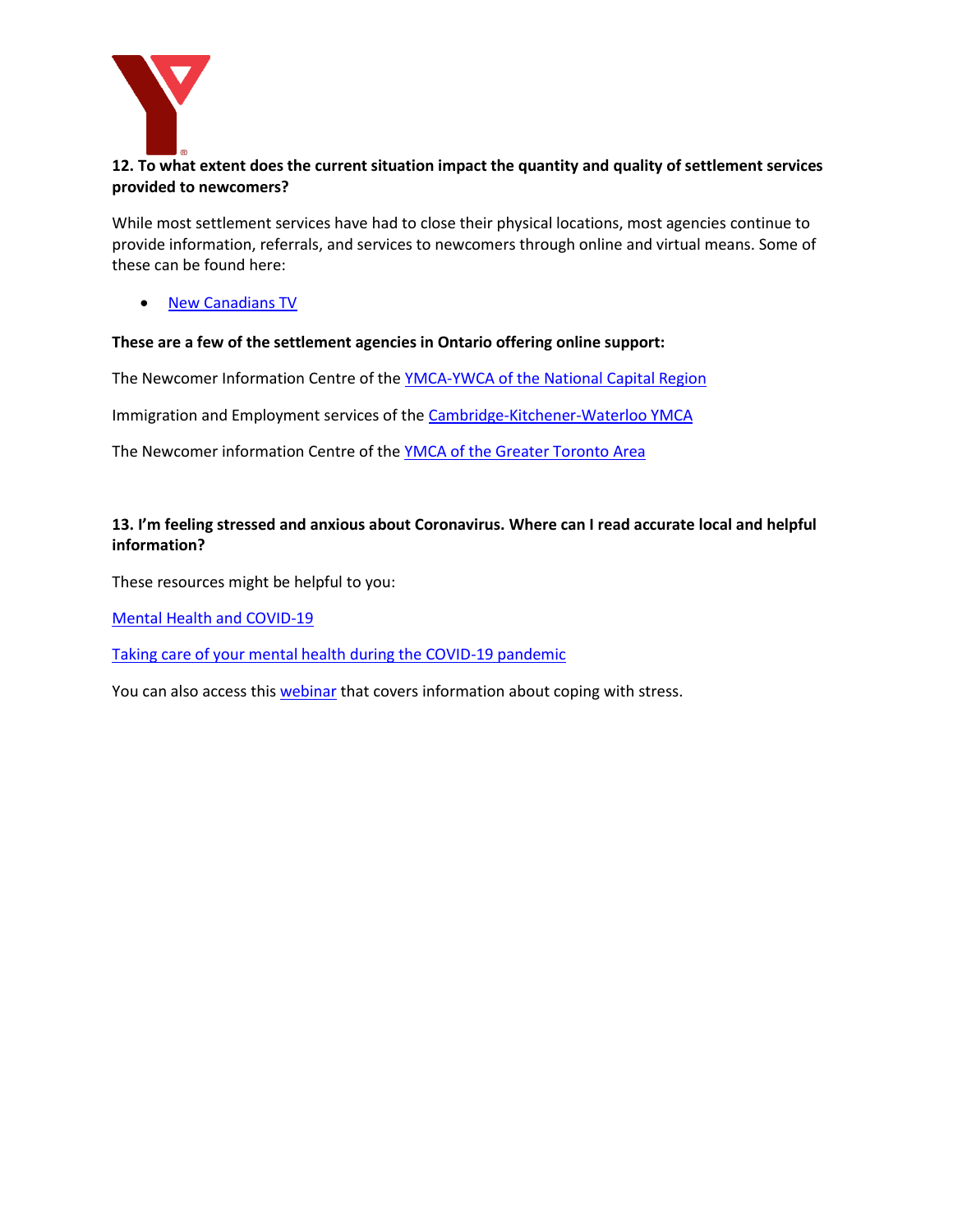**12. To what extent does the current situation impact the quantity and quality of settlement services provided to newcomers?**

While most settlement services have had to close their physical locations, most agencies continue to provide information, referrals, and services to newcomers through online and virtual means. Some of these can be found here:

- New Canadians TV

**These are a few of the settlement agencies in Ontario offering online support:**

The Newcomer Information Centre of the YMCA-YWCA of the National Capital Region

Immigration and Employment services of the Cambridge-Kitchener-Waterloo YMCA

The Newcomer information Centre of the YMCA of the Greater Toronto Area

**13. I'm feeling stressed and anxious about Coronavirus. Where can I read accurate local and helpful information?**

These resources might be helpful to you:

Mental Health and COVID-19

Taking care of your mental health during the COVID-19 pandemic

You can also access this webinar that covers information about coping with stress.